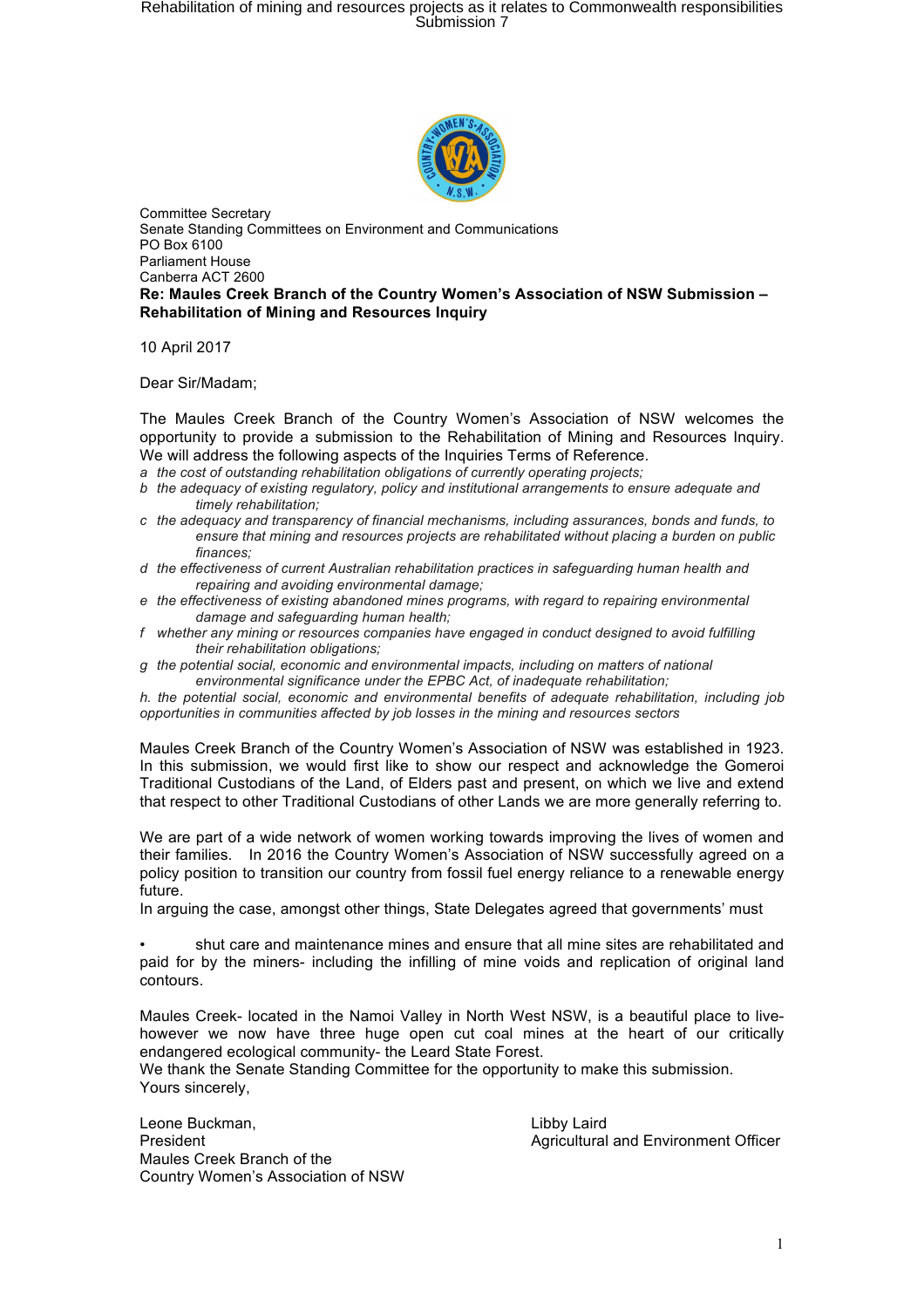Committee Secretary
Senate Standing Committees on Environment and Communications
PO Box 6100
Parliament House
Canberra ACT 2600

**Re: Maules Creek Branch of the Country Women's Association of NSW Submission – Rehabilitation of Mining and Resources Inquiry**

10 April 2017

Dear Sir/Madam;

The Maules Creek Branch of the Country Women's Association of NSW welcomes the opportunity to provide a submission to the Rehabilitation of Mining and Resources Inquiry. We will address the following aspects of the Inquiries Terms of Reference.

*a the cost of outstanding rehabilitation obligations of currently operating projects;*
*b the adequacy of existing regulatory, policy and institutional arrangements to ensure adequate and timely rehabilitation;*
*c the adequacy and transparency of financial mechanisms, including assurances, bonds and funds, to ensure that mining and resources projects are rehabilitated without placing a burden on public finances;*
*d the effectiveness of current Australian rehabilitation practices in safeguarding human health and repairing and avoiding environmental damage;*
*e the effectiveness of existing abandoned mines programs, with regard to repairing environmental damage and safeguarding human health;*
*f whether any mining or resources companies have engaged in conduct designed to avoid fulfilling their rehabilitation obligations;*
*g the potential social, economic and environmental impacts, including on matters of national environmental significance under the EPBC Act, of inadequate rehabilitation;*
*h. the potential social, economic and environmental benefits of adequate rehabilitation, including job opportunities in communities affected by job losses in the mining and resources sectors*

Maules Creek Branch of the Country Women's Association of NSW was established in 1923. In this submission, we would first like to show our respect and acknowledge the Gomeroi Traditional Custodians of the Land, of Elders past and present, on which we live and extend that respect to other Traditional Custodians of other Lands we are more generally referring to.

We are part of a wide network of women working towards improving the lives of women and their families. In 2016 the Country Women's Association of NSW successfully agreed on a policy position to transition our country from fossil fuel energy reliance to a renewable energy future.
In arguing the case, amongst other things, State Delegates agreed that governments' must

- shut care and maintenance mines and ensure that all mine sites are rehabilitated and paid for by the miners- including the infilling of mine voids and replication of original land contours.

Maules Creek- located in the Namoi Valley in North West NSW, is a beautiful place to live- however we now have three huge open cut coal mines at the heart of our critically endangered ecological community- the Leard State Forest.
We thank the Senate Standing Committee for the opportunity to make this submission.
Yours sincerely,

Leone Buckman,
President
Maules Creek Branch of the
Country Women's Association of NSW

Libby Laird
Agricultural and Environment Officer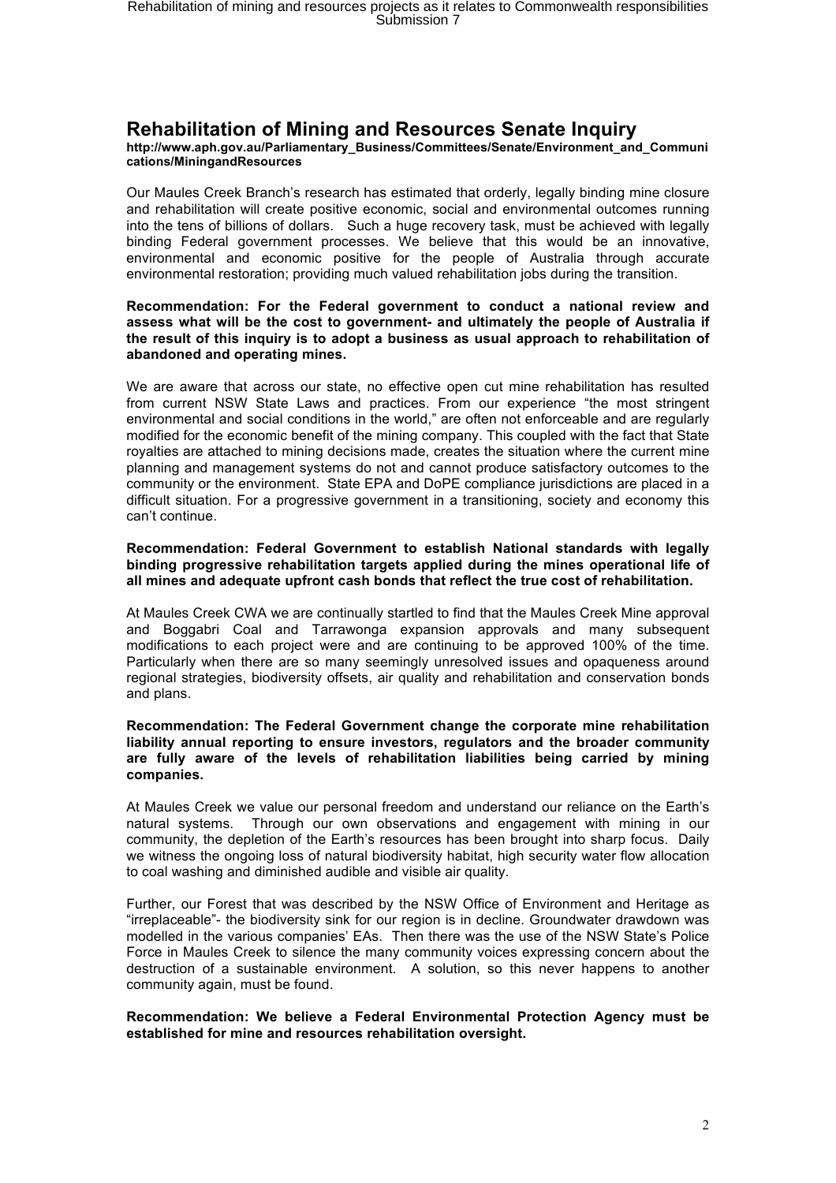## Rehabilitation of Mining and Resources Senate Inquiry

**http://www.aph.gov.au/Parliamentary_Business/Committees/Senate/Environment_and_Communications/MiningandResources**

Our Maules Creek Branch's research has estimated that orderly, legally binding mine closure and rehabilitation will create positive economic, social and environmental outcomes running into the tens of billions of dollars. Such a huge recovery task, must be achieved with legally binding Federal government processes. We believe that this would be an innovative, environmental and economic positive for the people of Australia through accurate environmental restoration; providing much valued rehabilitation jobs during the transition.

**Recommendation: For the Federal government to conduct a national review and assess what will be the cost to government- and ultimately the people of Australia if the result of this inquiry is to adopt a business as usual approach to rehabilitation of abandoned and operating mines.**

We are aware that across our state, no effective open cut mine rehabilitation has resulted from current NSW State Laws and practices. From our experience "the most stringent environmental and social conditions in the world," are often not enforceable and are regularly modified for the economic benefit of the mining company. This coupled with the fact that State royalties are attached to mining decisions made, creates the situation where the current mine planning and management systems do not and cannot produce satisfactory outcomes to the community or the environment. State EPA and DoPE compliance jurisdictions are placed in a difficult situation. For a progressive government in a transitioning, society and economy this can't continue.

**Recommendation: Federal Government to establish National standards with legally binding progressive rehabilitation targets applied during the mines operational life of all mines and adequate upfront cash bonds that reflect the true cost of rehabilitation.**

At Maules Creek CWA we are continually startled to find that the Maules Creek Mine approval and Boggabri Coal and Tarrawonga expansion approvals and many subsequent modifications to each project were and are continuing to be approved 100% of the time. Particularly when there are so many seemingly unresolved issues and opaqueness around regional strategies, biodiversity offsets, air quality and rehabilitation and conservation bonds and plans.

**Recommendation: The Federal Government change the corporate mine rehabilitation liability annual reporting to ensure investors, regulators and the broader community are fully aware of the levels of rehabilitation liabilities being carried by mining companies.**

At Maules Creek we value our personal freedom and understand our reliance on the Earth's natural systems. Through our own observations and engagement with mining in our community, the depletion of the Earth's resources has been brought into sharp focus. Daily we witness the ongoing loss of natural biodiversity habitat, high security water flow allocation to coal washing and diminished audible and visible air quality.

Further, our Forest that was described by the NSW Office of Environment and Heritage as "irreplaceable"- the biodiversity sink for our region is in decline. Groundwater drawdown was modelled in the various companies' EAs. Then there was the use of the NSW State's Police Force in Maules Creek to silence the many community voices expressing concern about the destruction of a sustainable environment. A solution, so this never happens to another community again, must be found.

**Recommendation: We believe a Federal Environmental Protection Agency must be established for mine and resources rehabilitation oversight.**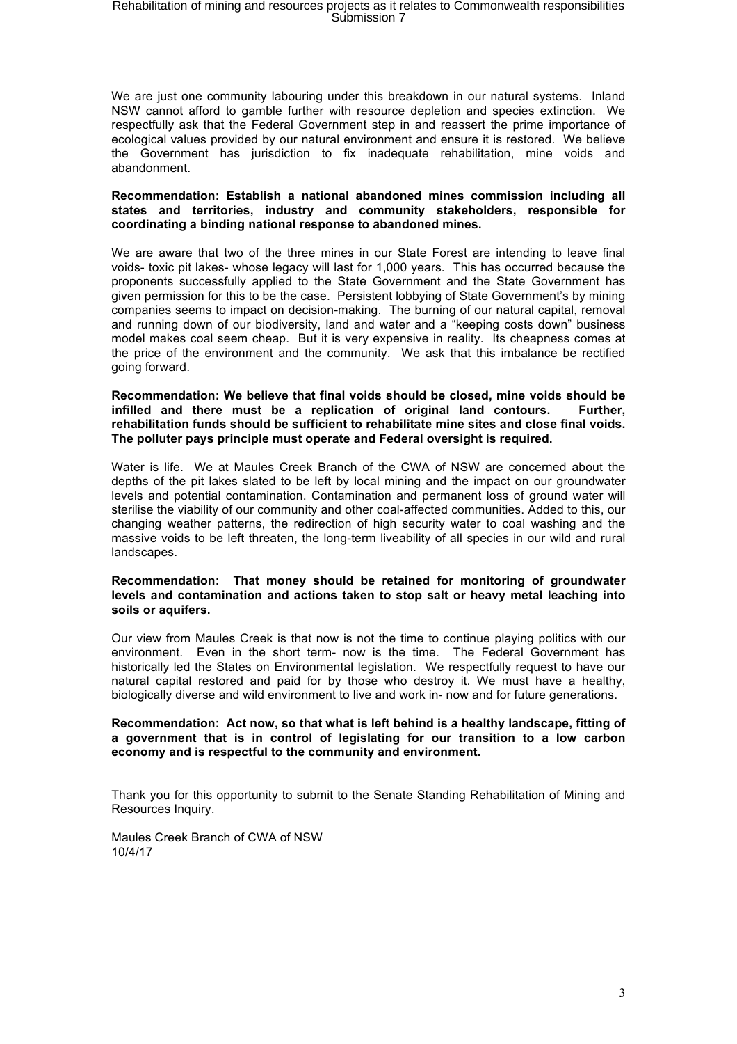We are just one community labouring under this breakdown in our natural systems. Inland NSW cannot afford to gamble further with resource depletion and species extinction. We respectfully ask that the Federal Government step in and reassert the prime importance of ecological values provided by our natural environment and ensure it is restored. We believe the Government has jurisdiction to fix inadequate rehabilitation, mine voids and abandonment.

**Recommendation: Establish a national abandoned mines commission including all states and territories, industry and community stakeholders, responsible for coordinating a binding national response to abandoned mines.**

We are aware that two of the three mines in our State Forest are intending to leave final voids- toxic pit lakes- whose legacy will last for 1,000 years. This has occurred because the proponents successfully applied to the State Government and the State Government has given permission for this to be the case. Persistent lobbying of State Government's by mining companies seems to impact on decision-making. The burning of our natural capital, removal and running down of our biodiversity, land and water and a "keeping costs down" business model makes coal seem cheap. But it is very expensive in reality. Its cheapness comes at the price of the environment and the community. We ask that this imbalance be rectified going forward.

**Recommendation: We believe that final voids should be closed, mine voids should be infilled and there must be a replication of original land contours. Further, rehabilitation funds should be sufficient to rehabilitate mine sites and close final voids. The polluter pays principle must operate and Federal oversight is required.**

Water is life. We at Maules Creek Branch of the CWA of NSW are concerned about the depths of the pit lakes slated to be left by local mining and the impact on our groundwater levels and potential contamination. Contamination and permanent loss of ground water will sterilise the viability of our community and other coal-affected communities. Added to this, our changing weather patterns, the redirection of high security water to coal washing and the massive voids to be left threaten, the long-term liveability of all species in our wild and rural landscapes.

**Recommendation: That money should be retained for monitoring of groundwater levels and contamination and actions taken to stop salt or heavy metal leaching into soils or aquifers.**

Our view from Maules Creek is that now is not the time to continue playing politics with our environment. Even in the short term- now is the time. The Federal Government has historically led the States on Environmental legislation. We respectfully request to have our natural capital restored and paid for by those who destroy it. We must have a healthy, biologically diverse and wild environment to live and work in- now and for future generations.

**Recommendation: Act now, so that what is left behind is a healthy landscape, fitting of a government that is in control of legislating for our transition to a low carbon economy and is respectful to the community and environment.**

Thank you for this opportunity to submit to the Senate Standing Rehabilitation of Mining and Resources Inquiry.

Maules Creek Branch of CWA of NSW
10/4/17